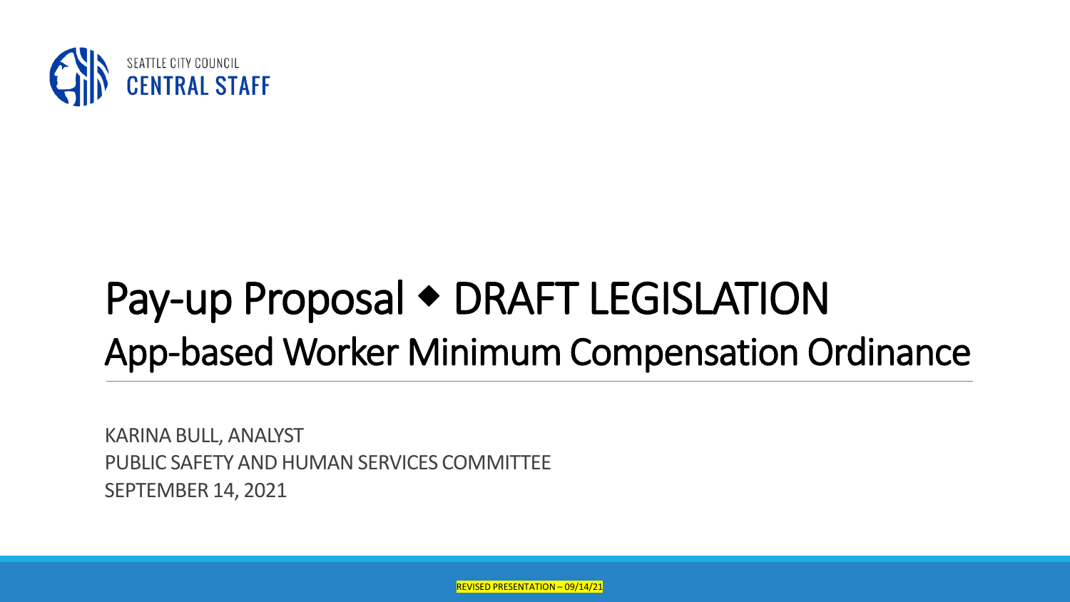SEATTLE CITY COUNCIL
CENTRAL STAFF

# Pay-up Proposal ◆ DRAFT LEGISLATION

## App-based Worker Minimum Compensation Ordinance

KARINA BULL, ANALYST
PUBLIC SAFETY AND HUMAN SERVICES COMMITTEE
SEPTEMBER 14, 2021

REVISED PRESENTATION – 09/14/21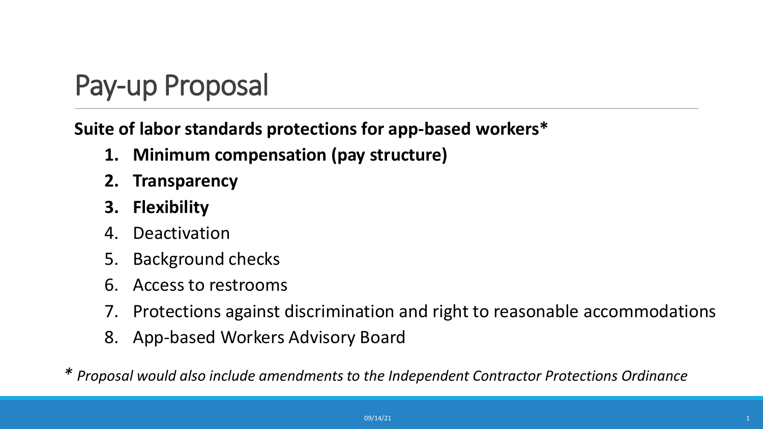# Pay-up Proposal

**Suite of labor standards protections for app-based workers***

1. **Minimum compensation (pay structure)**
2. **Transparency**
3. **Flexibility**
4. Deactivation
5. Background checks
6. Access to restrooms
7. Protections against discrimination and right to reasonable accommodations
8. App-based Workers Advisory Board

*\* Proposal would also include amendments to the Independent Contractor Protections Ordinance*

09/14/21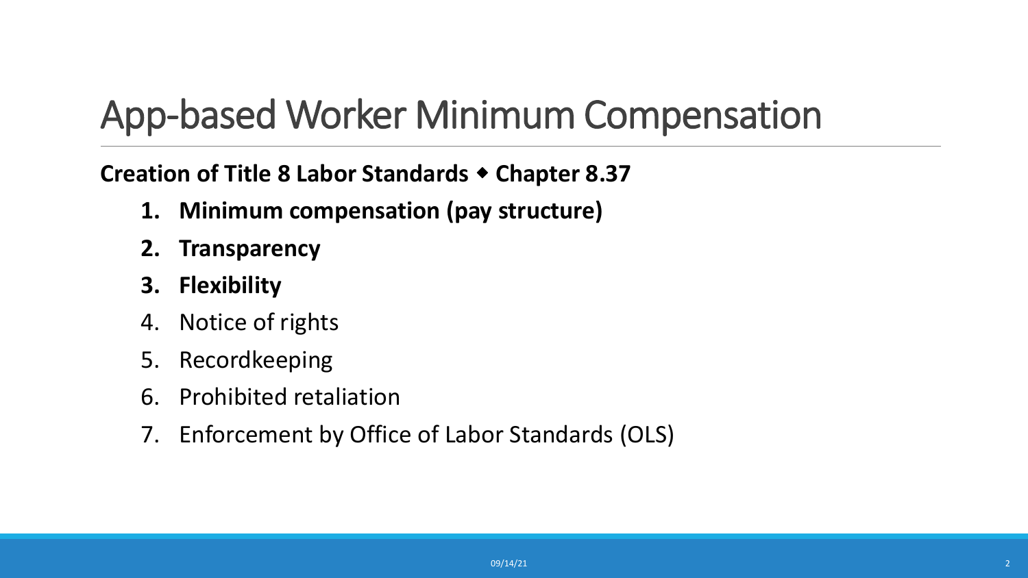# App-based Worker Minimum Compensation

**Creation of Title 8 Labor Standards ◆ Chapter 8.37**

1. **Minimum compensation (pay structure)**
2. **Transparency**
3. **Flexibility**
4. Notice of rights
5. Recordkeeping
6. Prohibited retaliation
7. Enforcement by Office of Labor Standards (OLS)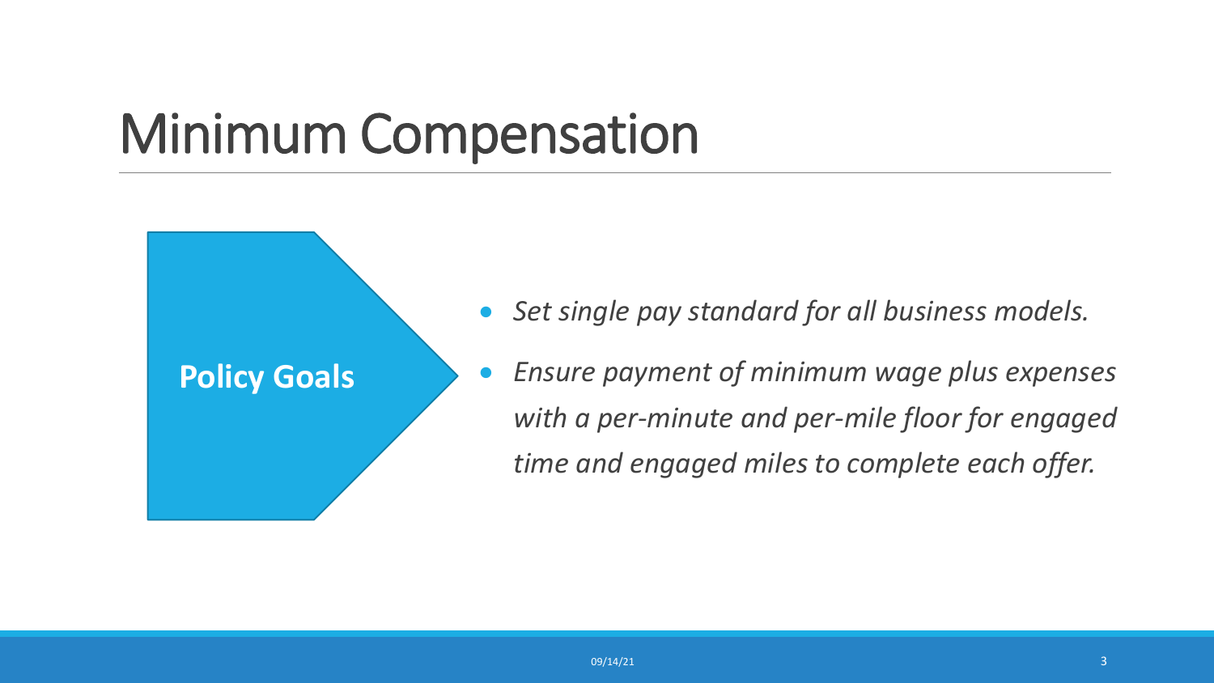# Minimum Compensation

**Policy Goals**

- *Set single pay standard for all business models.*
- *Ensure payment of minimum wage plus expenses with a per-minute and per-mile floor for engaged time and engaged miles to complete each offer.*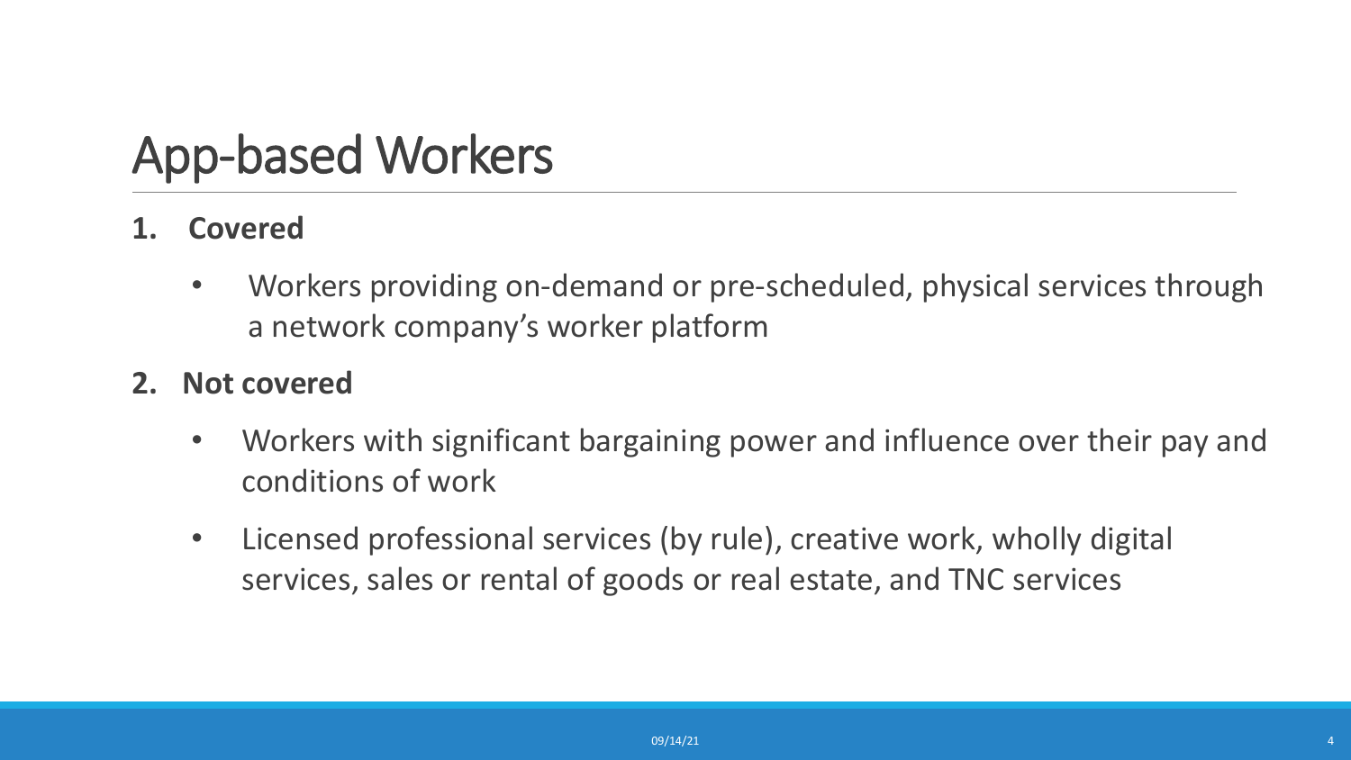# App-based Workers

1. **Covered**

   - Workers providing on-demand or pre-scheduled, physical services through a network company's worker platform

2. **Not covered**

   - Workers with significant bargaining power and influence over their pay and conditions of work
   - Licensed professional services (by rule), creative work, wholly digital services, sales or rental of goods or real estate, and TNC services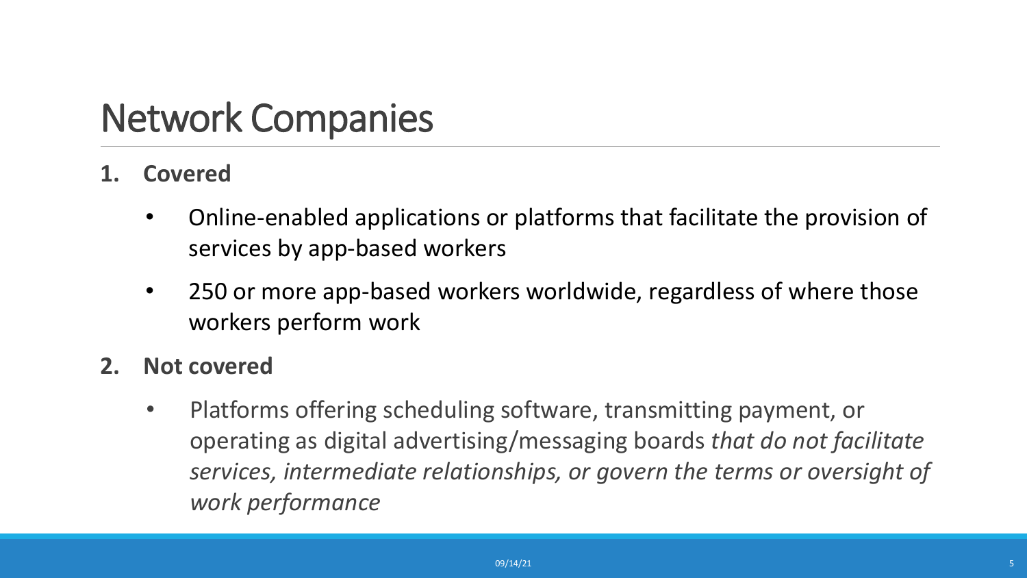# Network Companies

1. **Covered**
   - Online-enabled applications or platforms that facilitate the provision of services by app-based workers
   - 250 or more app-based workers worldwide, regardless of where those workers perform work
2. **Not covered**
   - Platforms offering scheduling software, transmitting payment, or operating as digital advertising/messaging boards *that do not facilitate services, intermediate relationships, or govern the terms or oversight of work performance*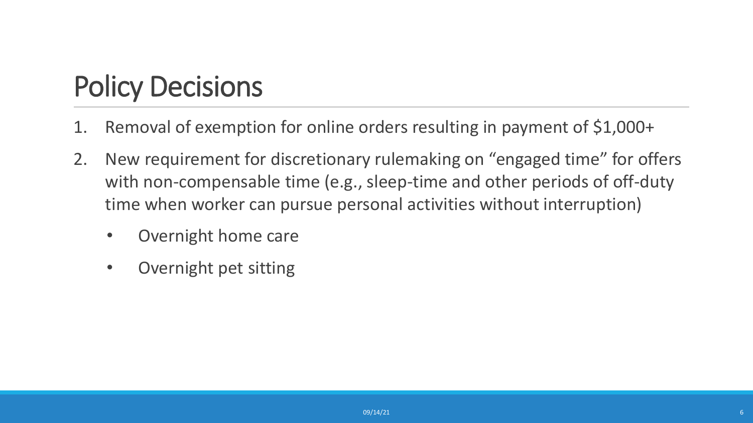# Policy Decisions

1. Removal of exemption for online orders resulting in payment of $1,000+
2. New requirement for discretionary rulemaking on "engaged time" for offers with non-compensable time (e.g., sleep-time and other periods of off-duty time when worker can pursue personal activities without interruption)
   - Overnight home care
   - Overnight pet sitting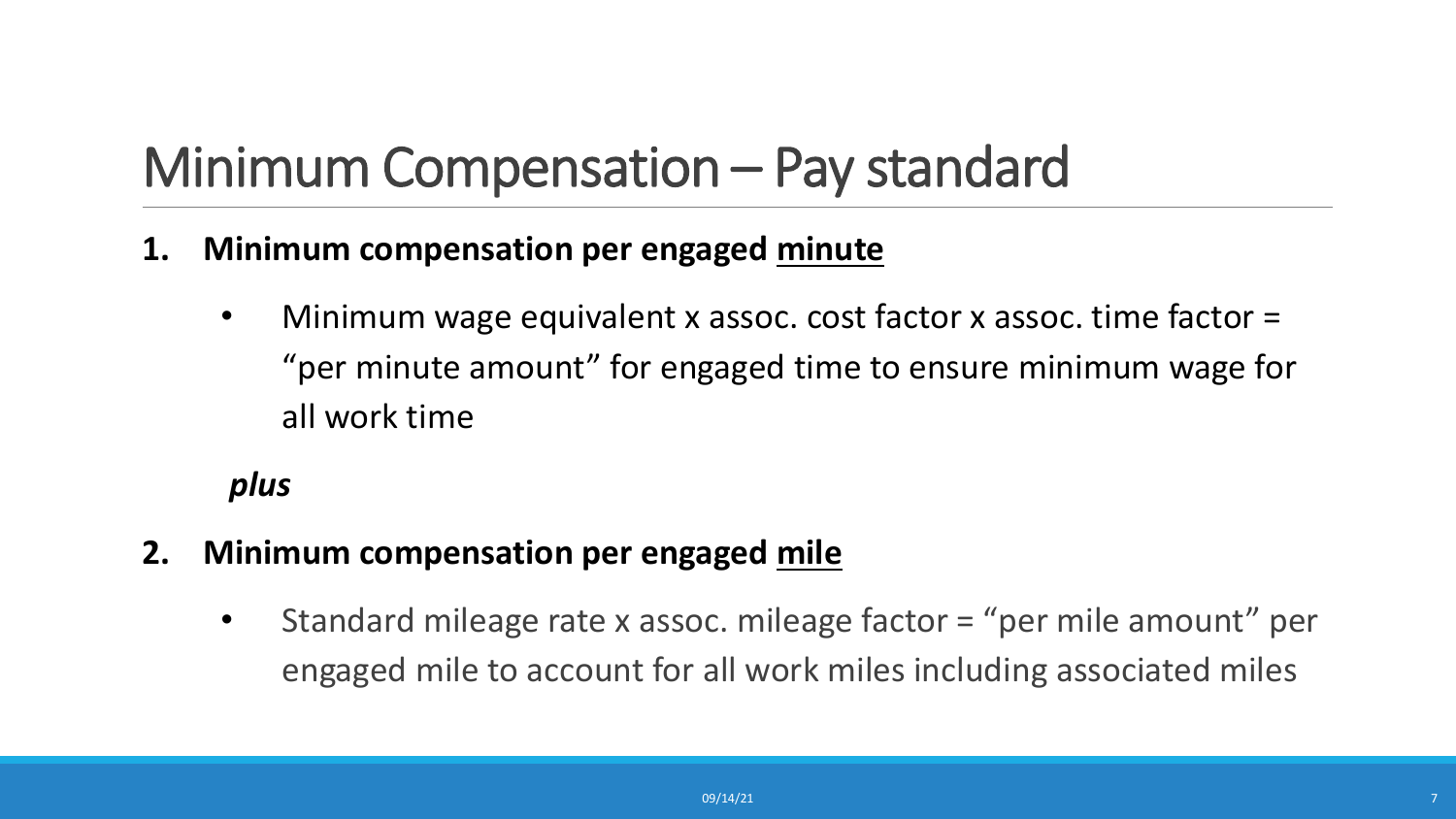# Minimum Compensation – Pay standard

1. **Minimum compensation per engaged <u>minute</u>**

   - Minimum wage equivalent x assoc. cost factor x assoc. time factor = "per minute amount" for engaged time to ensure minimum wage for all work time

   ***plus***

2. **Minimum compensation per engaged <u>mile</u>**

   - Standard mileage rate x assoc. mileage factor = "per mile amount" per engaged mile to account for all work miles including associated miles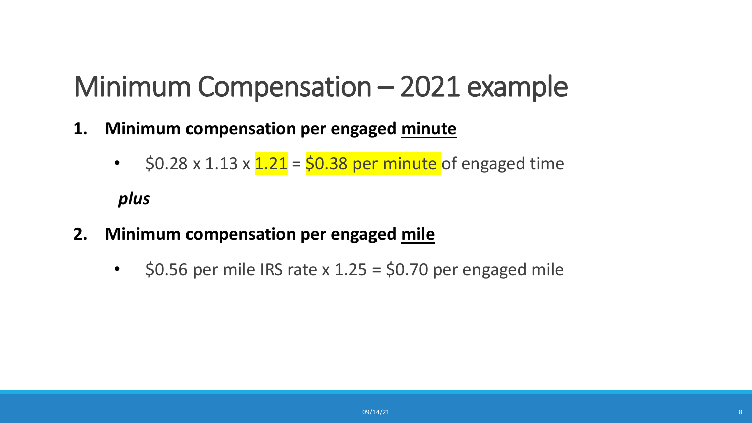# Minimum Compensation – 2021 example

1. **Minimum compensation per engaged minute**
   - $0.28 x 1.13 x 1.21 = $0.38 per minute of engaged time

   ***plus***

2. **Minimum compensation per engaged mile**
   - $0.56 per mile IRS rate x 1.25 = $0.70 per engaged mile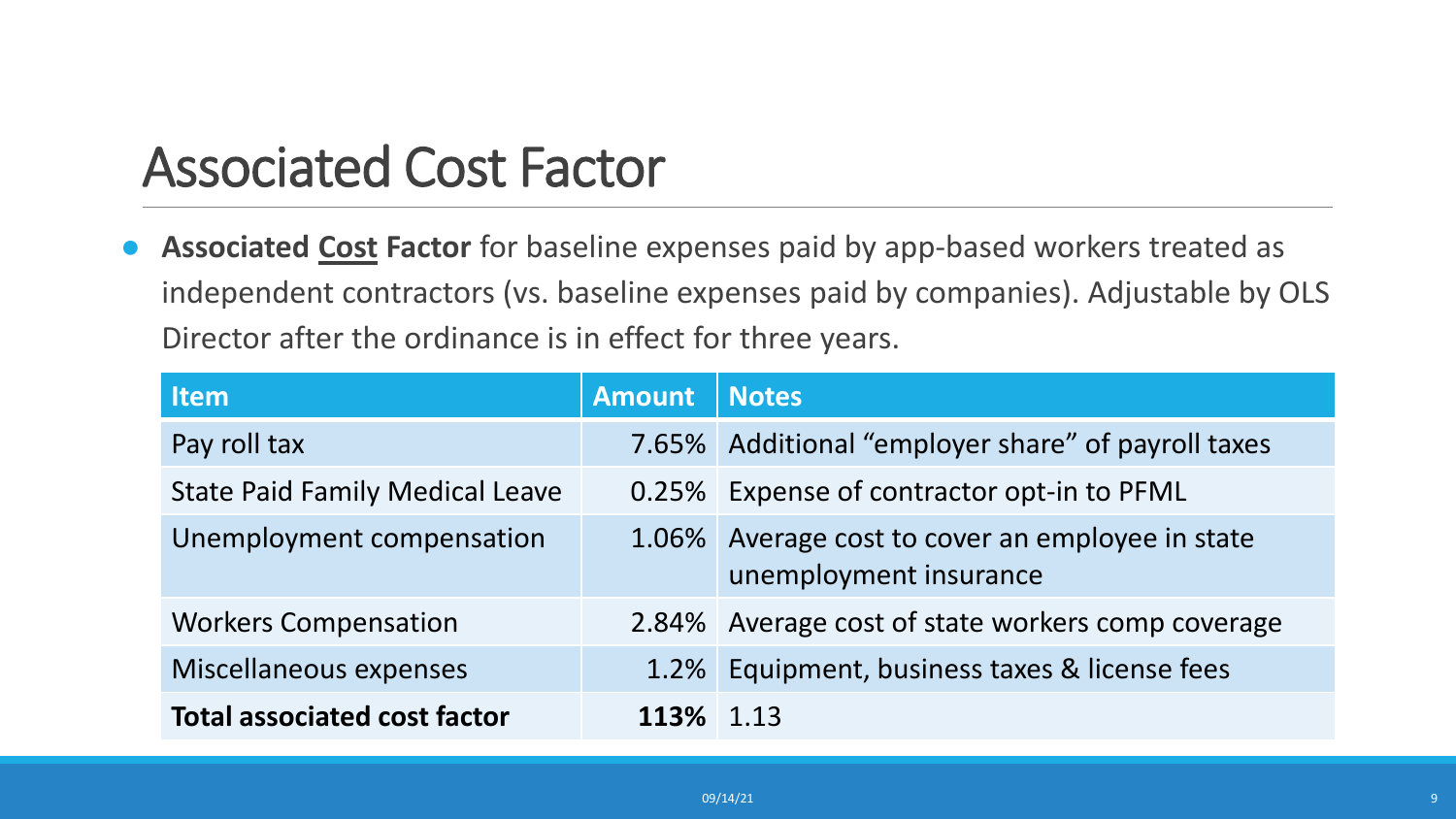# Associated Cost Factor

- **Associated <u>Cost</u> Factor** for baseline expenses paid by app-based workers treated as independent contractors (vs. baseline expenses paid by companies). Adjustable by OLS Director after the ordinance is in effect for three years.

| Item | Amount | Notes |
|---|---|---|
| Pay roll tax | 7.65% | Additional "employer share" of payroll taxes |
| State Paid Family Medical Leave | 0.25% | Expense of contractor opt-in to PFML |
| Unemployment compensation | 1.06% | Average cost to cover an employee in state unemployment insurance |
| Workers Compensation | 2.84% | Average cost of state workers comp coverage |
| Miscellaneous expenses | 1.2% | Equipment, business taxes & license fees |
| **Total associated cost factor** | **113%** | 1.13 |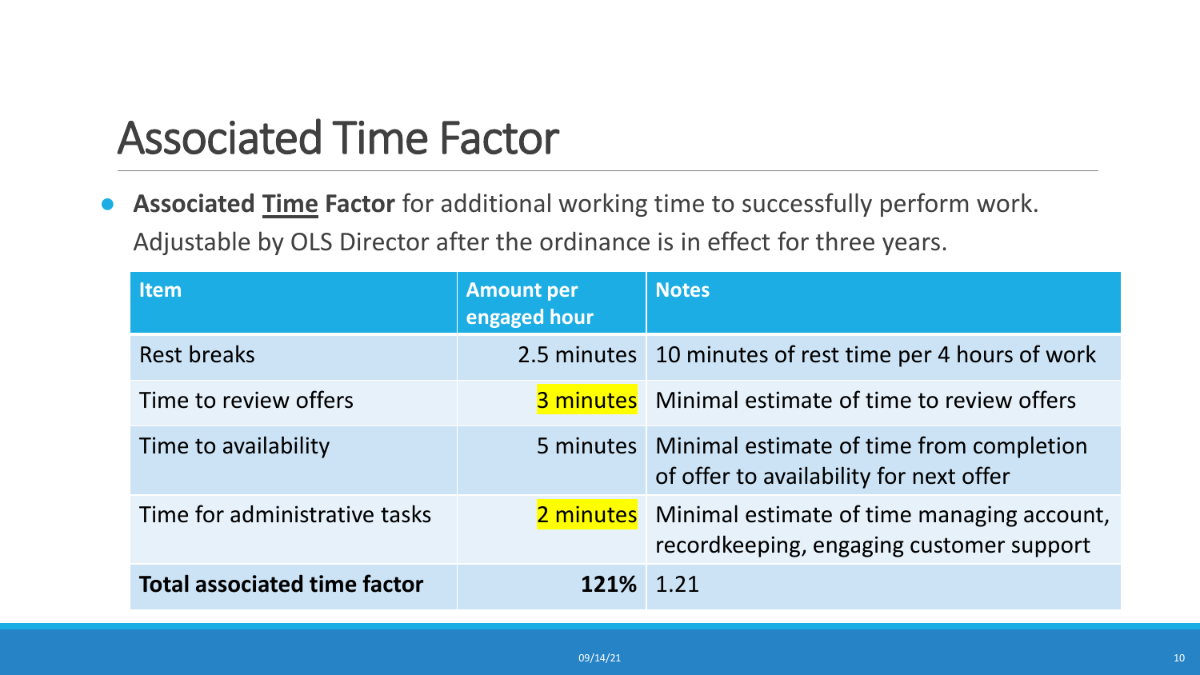# Associated Time Factor

- **Associated <u>Time</u> Factor** for additional working time to successfully perform work. Adjustable by OLS Director after the ordinance is in effect for three years.

| Item | Amount per engaged hour | Notes |
|---|---|---|
| Rest breaks | 2.5 minutes | 10 minutes of rest time per 4 hours of work |
| Time to review offers | 3 minutes | Minimal estimate of time to review offers |
| Time to availability | 5 minutes | Minimal estimate of time from completion of offer to availability for next offer |
| Time for administrative tasks | 2 minutes | Minimal estimate of time managing account, recordkeeping, engaging customer support |
| **Total associated time factor** | **121%** | 1.21 |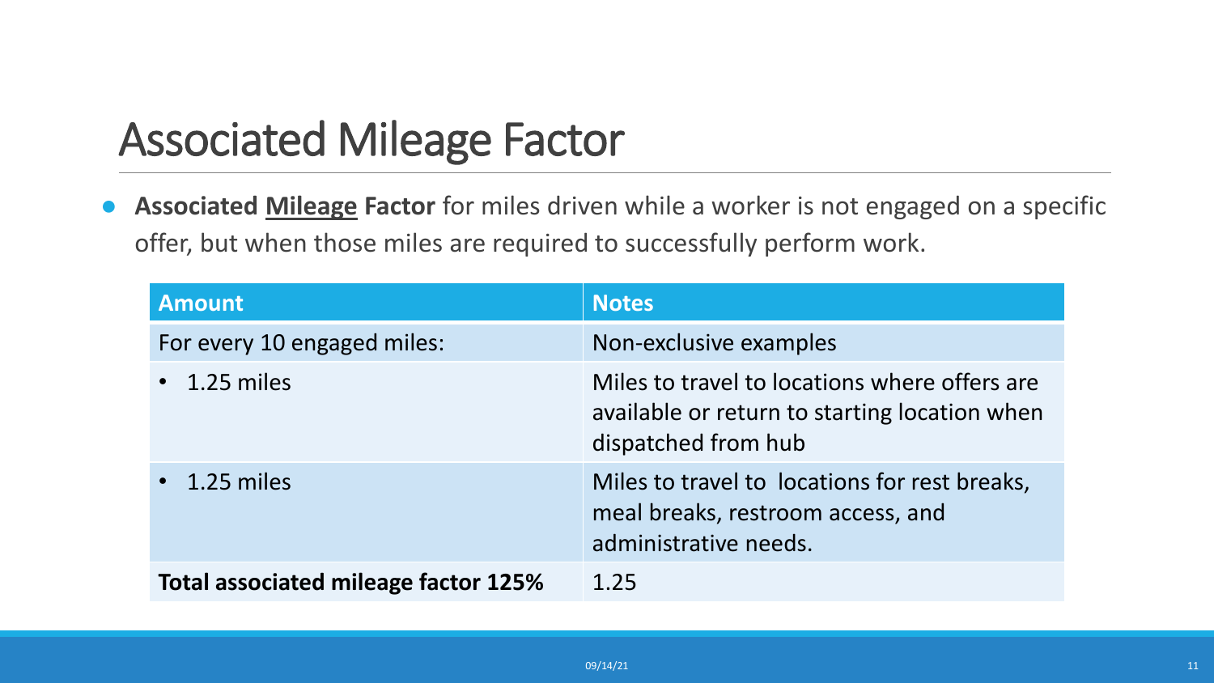# Associated Mileage Factor

- **Associated Mileage Factor** for miles driven while a worker is not engaged on a specific offer, but when those miles are required to successfully perform work.

| Amount | Notes |
| --- | --- |
| For every 10 engaged miles: | Non-exclusive examples |
| • 1.25 miles | Miles to travel to locations where offers are available or return to starting location when dispatched from hub |
| • 1.25 miles | Miles to travel to locations for rest breaks, meal breaks, restroom access, and administrative needs. |
| **Total associated mileage factor 125%** | 1.25 |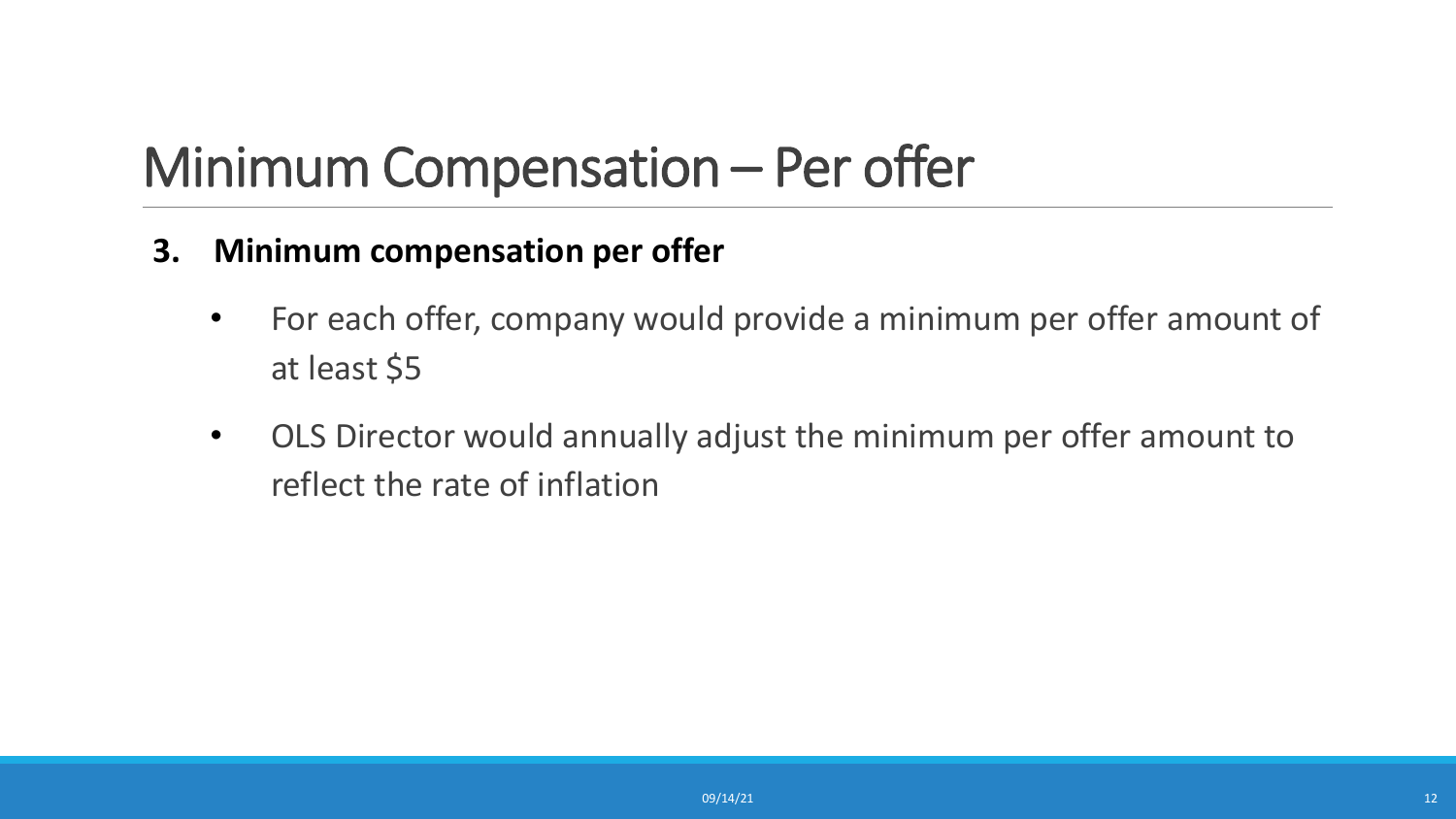# Minimum Compensation – Per offer

**3. Minimum compensation per offer**

- For each offer, company would provide a minimum per offer amount of at least $5
- OLS Director would annually adjust the minimum per offer amount to reflect the rate of inflation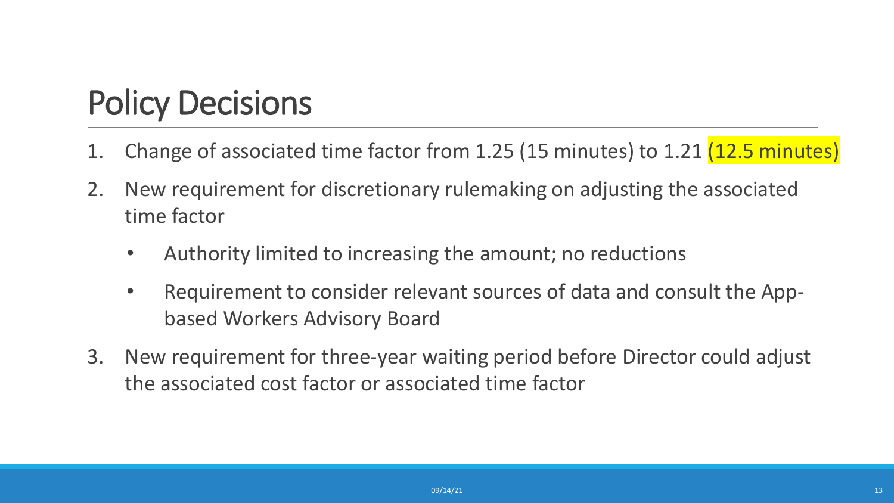# Policy Decisions

1. Change of associated time factor from 1.25 (15 minutes) to 1.21 (12.5 minutes)
2. New requirement for discretionary rulemaking on adjusting the associated time factor
   - Authority limited to increasing the amount; no reductions
   - Requirement to consider relevant sources of data and consult the App-based Workers Advisory Board
3. New requirement for three-year waiting period before Director could adjust the associated cost factor or associated time factor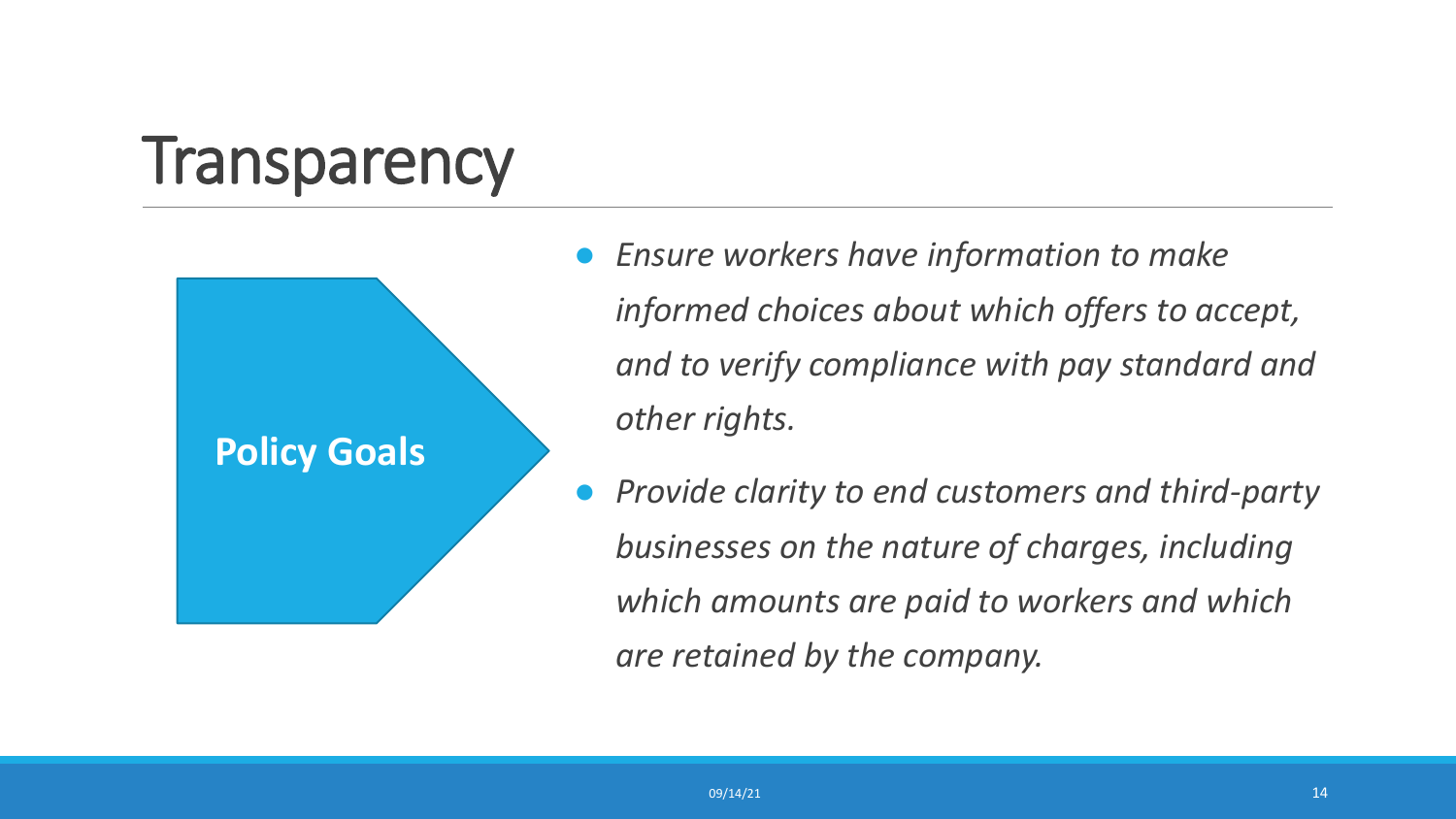# Transparency

**Policy Goals**

- *Ensure workers have information to make informed choices about which offers to accept, and to verify compliance with pay standard and other rights.*
- *Provide clarity to end customers and third-party businesses on the nature of charges, including which amounts are paid to workers and which are retained by the company.*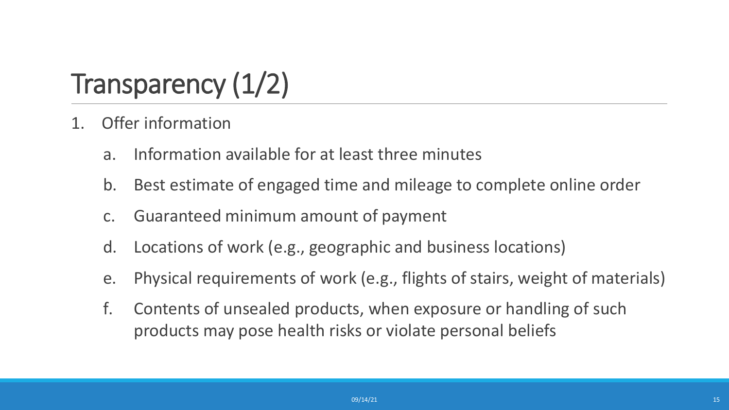# Transparency (1/2)

1. Offer information
   a. Information available for at least three minutes
   b. Best estimate of engaged time and mileage to complete online order
   c. Guaranteed minimum amount of payment
   d. Locations of work (e.g., geographic and business locations)
   e. Physical requirements of work (e.g., flights of stairs, weight of materials)
   f. Contents of unsealed products, when exposure or handling of such products may pose health risks or violate personal beliefs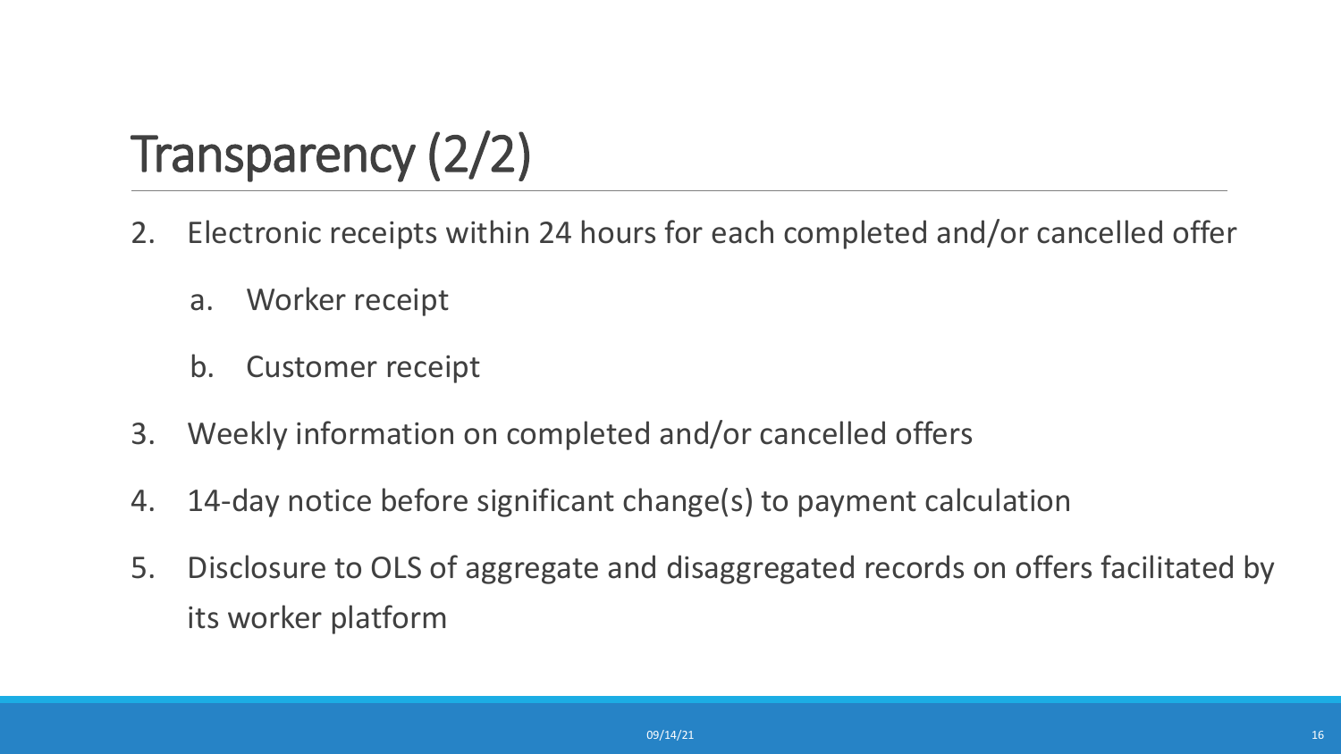# Transparency (2/2)

2. Electronic receipts within 24 hours for each completed and/or cancelled offer
    a. Worker receipt
    b. Customer receipt
3. Weekly information on completed and/or cancelled offers
4. 14-day notice before significant change(s) to payment calculation
5. Disclosure to OLS of aggregate and disaggregated records on offers facilitated by its worker platform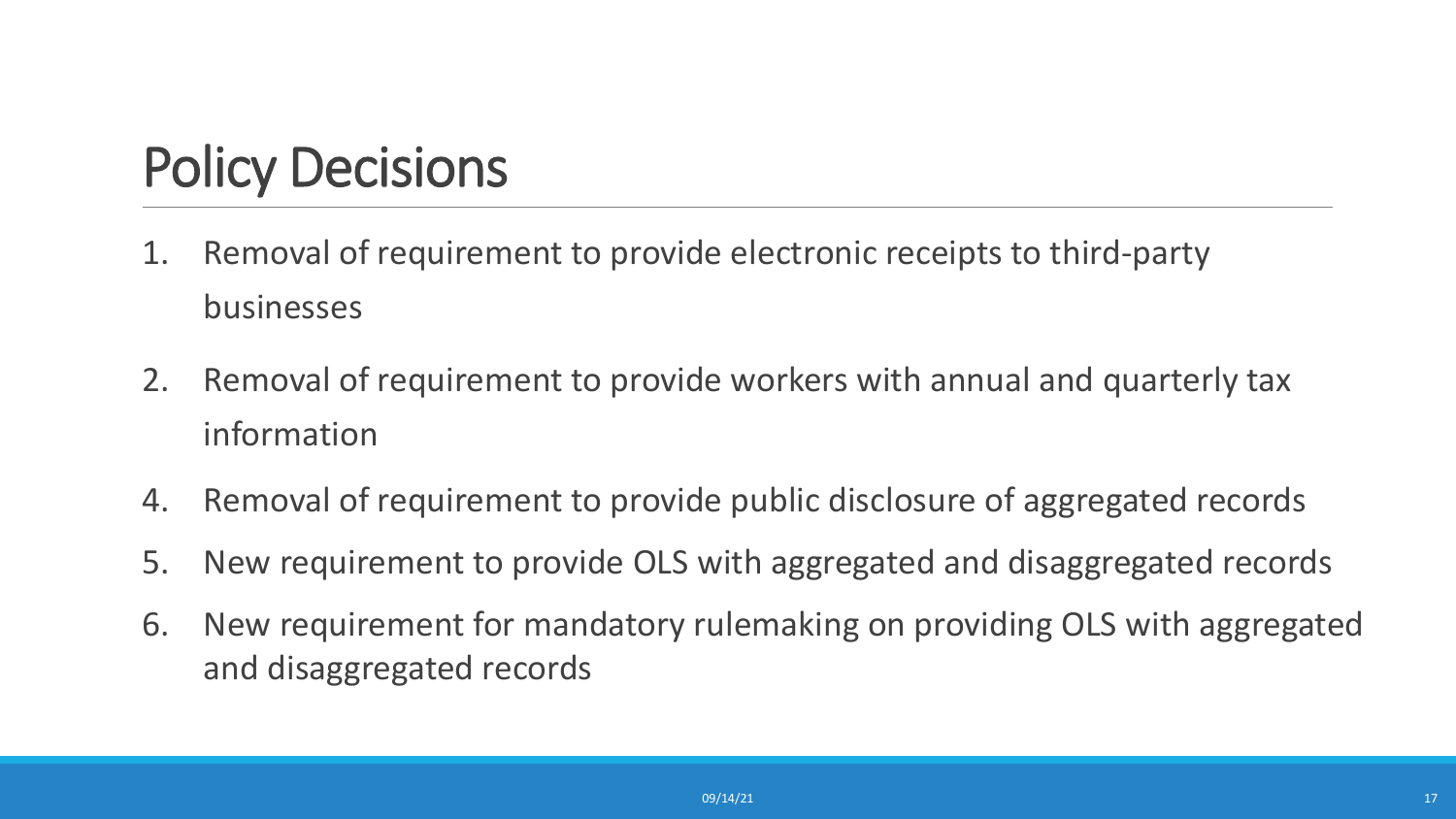# Policy Decisions

1. Removal of requirement to provide electronic receipts to third-party businesses
2. Removal of requirement to provide workers with annual and quarterly tax information
4. Removal of requirement to provide public disclosure of aggregated records
5. New requirement to provide OLS with aggregated and disaggregated records
6. New requirement for mandatory rulemaking on providing OLS with aggregated and disaggregated records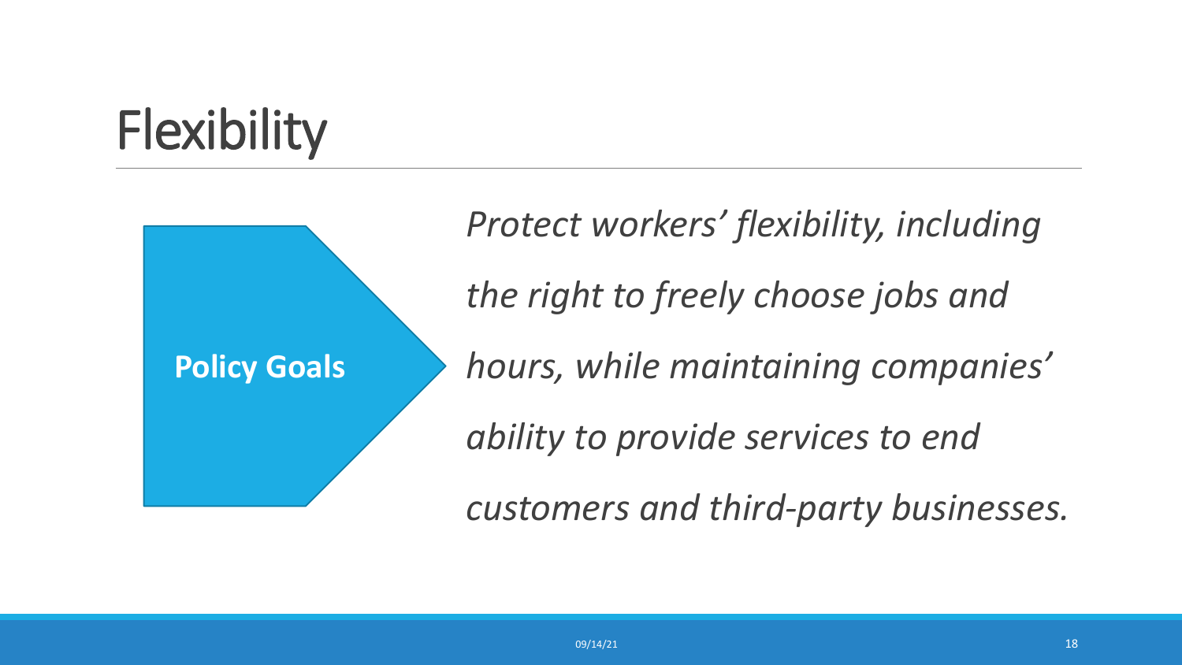# Flexibility

**Policy Goals**

*Protect workers' flexibility, including the right to freely choose jobs and hours, while maintaining companies' ability to provide services to end customers and third-party businesses.*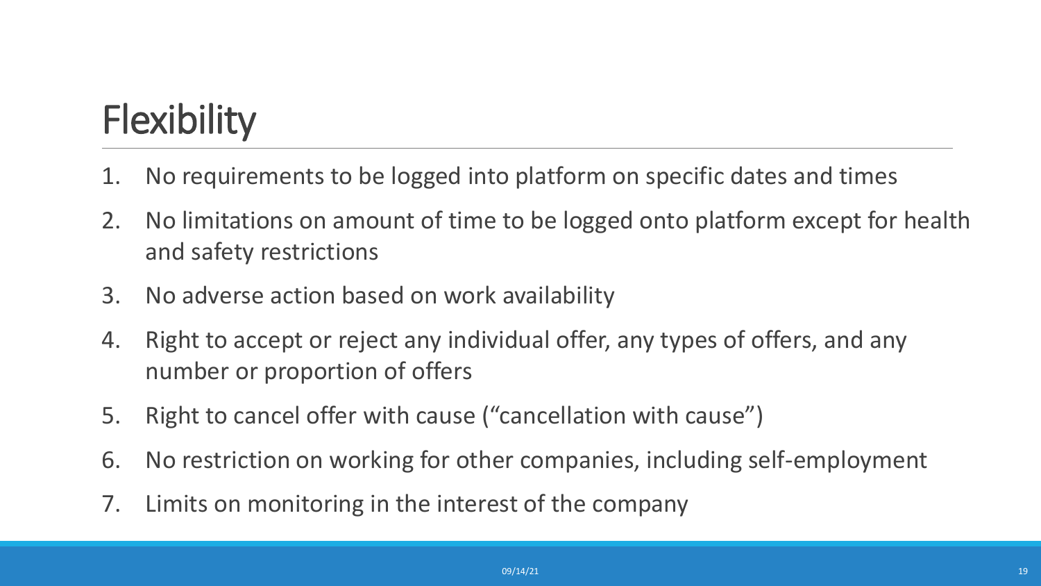# Flexibility

1. No requirements to be logged into platform on specific dates and times
2. No limitations on amount of time to be logged onto platform except for health and safety restrictions
3. No adverse action based on work availability
4. Right to accept or reject any individual offer, any types of offers, and any number or proportion of offers
5. Right to cancel offer with cause (“cancellation with cause”)
6. No restriction on working for other companies, including self-employment
7. Limits on monitoring in the interest of the company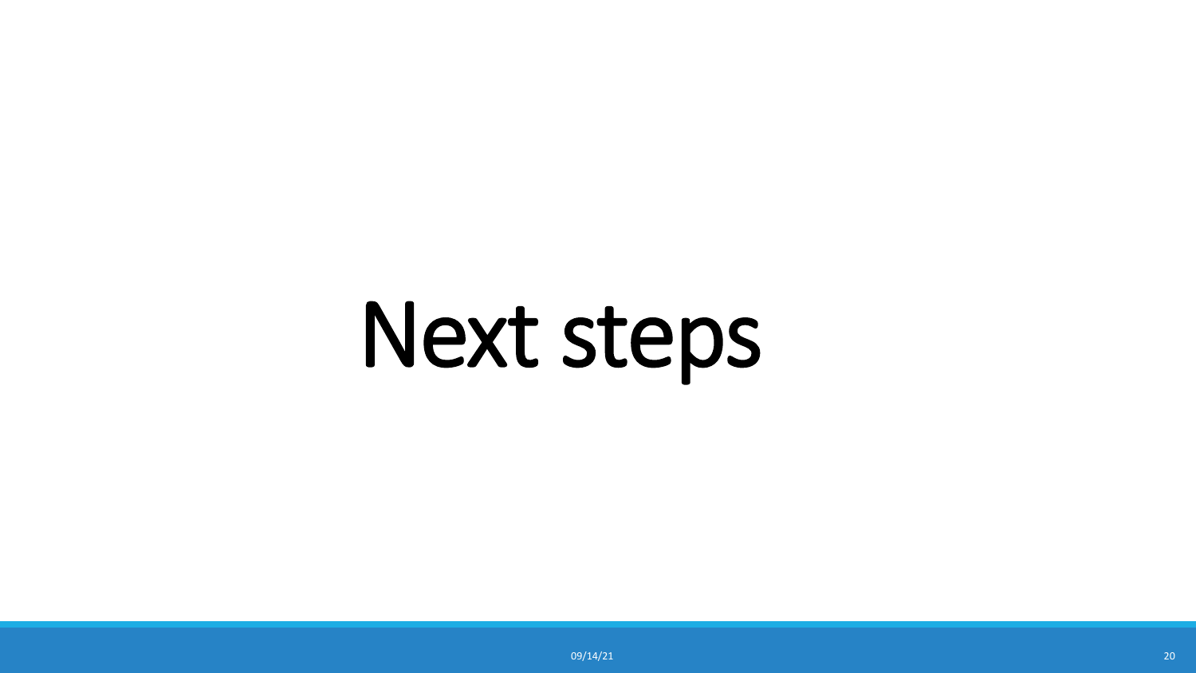# Next steps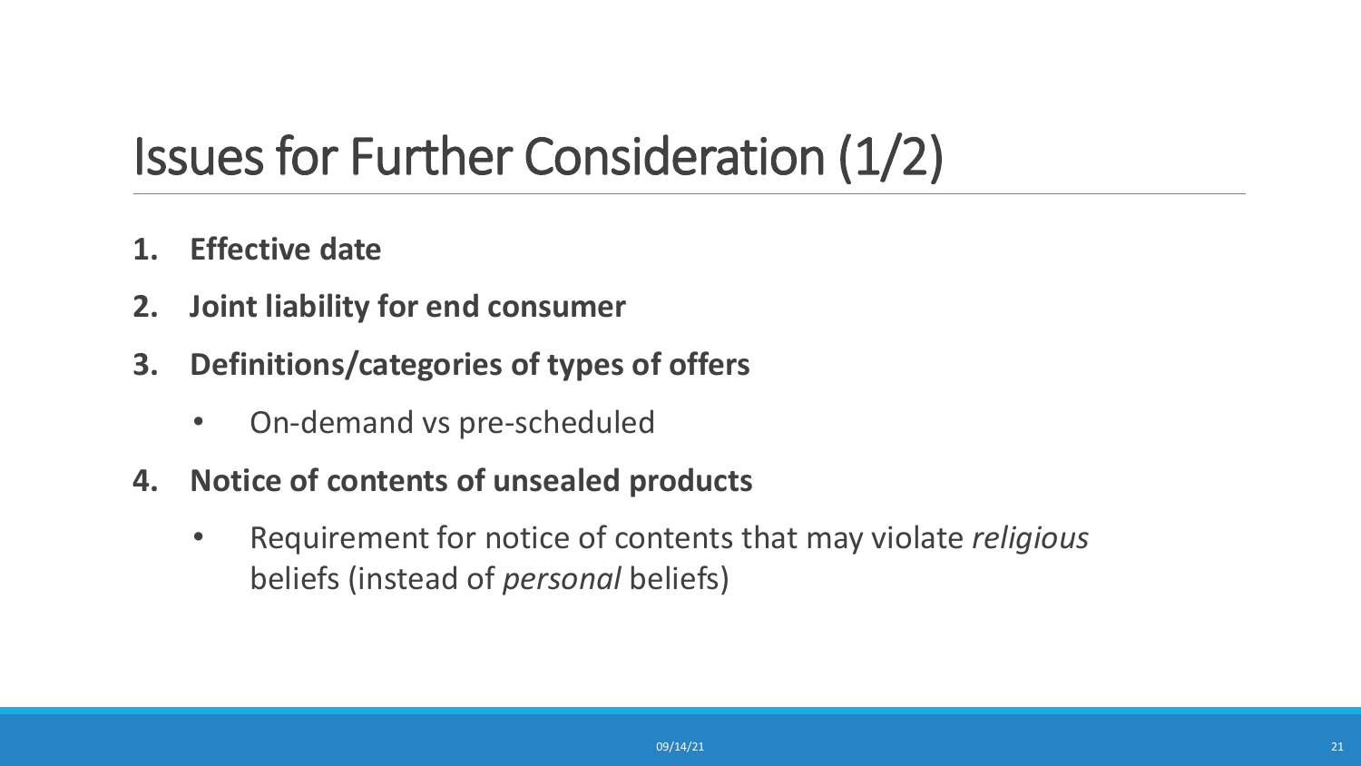# Issues for Further Consideration (1/2)

1. **Effective date**
2. **Joint liability for end consumer**
3. **Definitions/categories of types of offers**
   - On-demand vs pre-scheduled
4. **Notice of contents of unsealed products**
   - Requirement for notice of contents that may violate *religious* beliefs (instead of *personal* beliefs)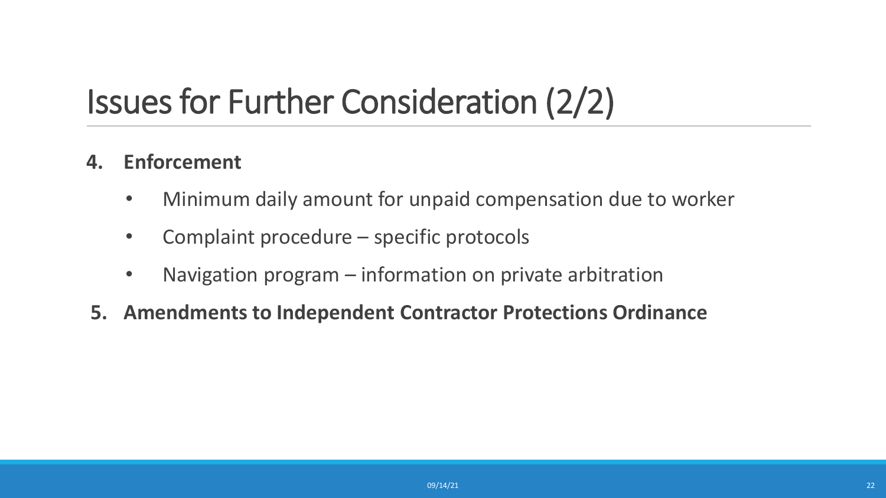# Issues for Further Consideration (2/2)

4. **Enforcement**
   - Minimum daily amount for unpaid compensation due to worker
   - Complaint procedure – specific protocols
   - Navigation program – information on private arbitration
5. **Amendments to Independent Contractor Protections Ordinance**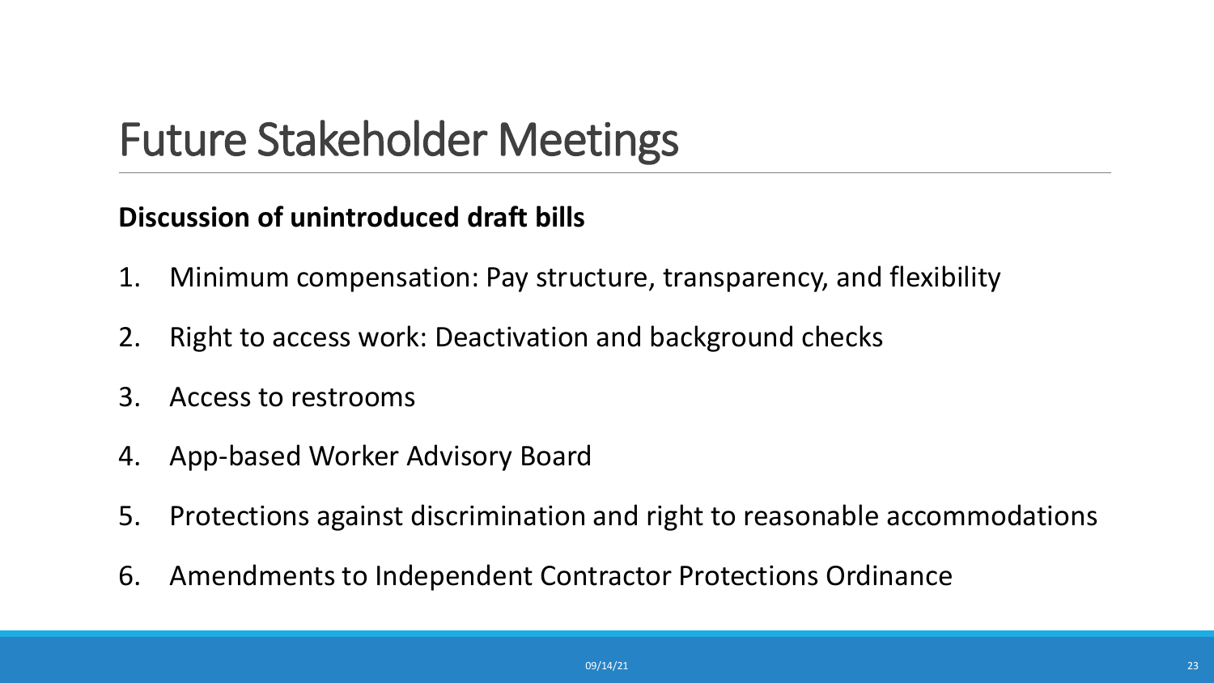# Future Stakeholder Meetings

**Discussion of unintroduced draft bills**

1. Minimum compensation: Pay structure, transparency, and flexibility
2. Right to access work: Deactivation and background checks
3. Access to restrooms
4. App-based Worker Advisory Board
5. Protections against discrimination and right to reasonable accommodations
6. Amendments to Independent Contractor Protections Ordinance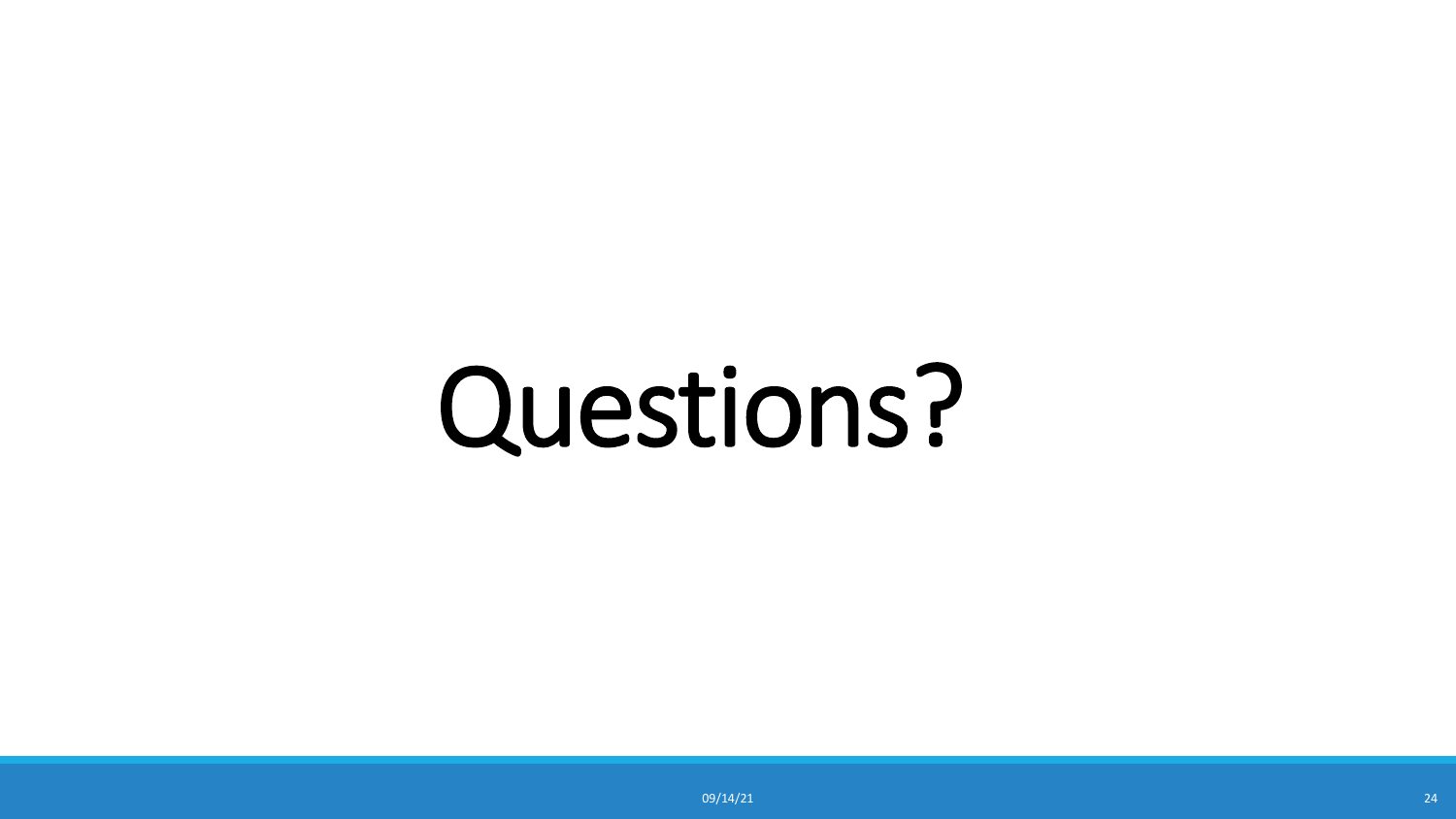# Questions?